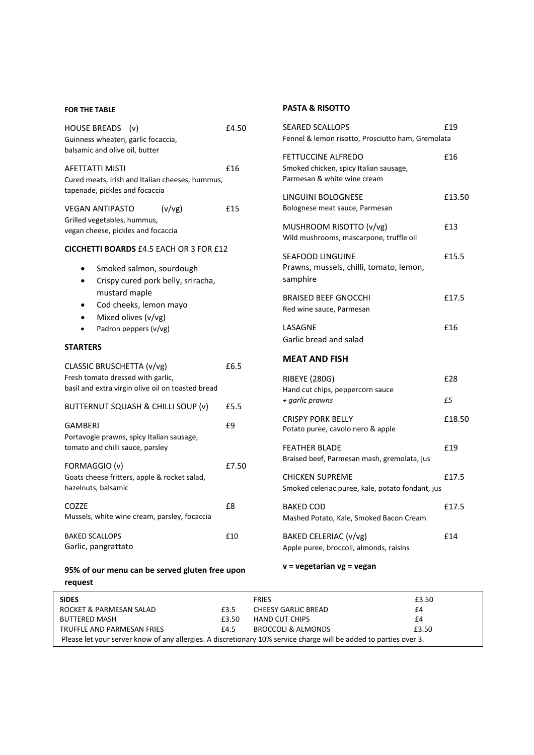## FOR THE TABLE

**HOUSE BREADS (v)** — £4.50
Guinness wheaten, garlic focaccia, balsamic and olive oil, butter

**AFETTATTI MISTI** — £16
Cured meats, Irish and Italian cheeses, hummus, tapenade, pickles and focaccia

**VEGAN ANTIPASTO (v/vg)** — £15
Grilled vegetables, hummus, vegan cheese, pickles and focaccia

**CICCHETTI BOARDS** £4.5 EACH OR 3 FOR £12

- Smoked salmon, sourdough
- Crispy cured pork belly, sriracha, mustard maple
- Cod cheeks, lemon mayo
- Mixed olives (v/vg)
- Padron peppers (v/vg)

## STARTERS

**CLASSIC BRUSCHETTA (v/vg)** — £6.5
Fresh tomato dressed with garlic, basil and extra virgin olive oil on toasted bread

**BUTTERNUT SQUASH & CHILLI SOUP (v)** — £5.5

**GAMBERI** — £9
Portavogie prawns, spicy Italian sausage, tomato and chilli sauce, parsley

**FORMAGGIO (v)** — £7.50
Goats cheese fritters, apple & rocket salad, hazelnuts, balsamic

**COZZE** — £8
Mussels, white wine cream, parsley, focaccia

**BAKED SCALLOPS** — £10
Garlic, pangrattato

**95% of our menu can be served gluten free upon request**

## PASTA & RISOTTO

**SEARED SCALLOPS** — £19
Fennel & lemon risotto, Prosciutto ham, Gremolata

**FETTUCCINE ALFREDO** — £16
Smoked chicken, spicy Italian sausage, Parmesan & white wine cream

**LINGUINI BOLOGNESE** — £13.50
Bolognese meat sauce, Parmesan

**MUSHROOM RISOTTO (v/vg)** — £13
Wild mushrooms, mascarpone, truffle oil

**SEAFOOD LINGUINE** — £15.5
Prawns, mussels, chilli, tomato, lemon, samphire

**BRAISED BEEF GNOCCHI** — £17.5
Red wine sauce, Parmesan

**LASAGNE** — £16
Garlic bread and salad

## MEAT AND FISH

**RIBEYE (280G)** — £28
Hand cut chips, peppercorn sauce
*+ garlic prawns* — *£5*

**CRISPY PORK BELLY** — £18.50
Potato puree, cavolo nero & apple

**FEATHER BLADE** — £19
Braised beef, Parmesan mash, gremolata, jus

**CHICKEN SUPREME** — £17.5
Smoked celeriac puree, kale, potato fondant, jus

**BAKED COD** — £17.5
Mashed Potato, Kale, Smoked Bacon Cream

**BAKED CELERIAC (v/vg)** — £14
Apple puree, broccoli, almonds, raisins

**v = vegetarian vg = vegan**

| SIDES | | | |
|---|---|---|---|
| ROCKET & PARMESAN SALAD | £3.5 | FRIES | £3.50 |
| BUTTERED MASH | £3.50 | CHEESY GARLIC BREAD | £4 |
| TRUFFLE AND PARMESAN FRIES | £4.5 | HAND CUT CHIPS | £4 |
| | | BROCCOLI & ALMONDS | £3.50 |

Please let your server know of any allergies. A discretionary 10% service charge will be added to parties over 3.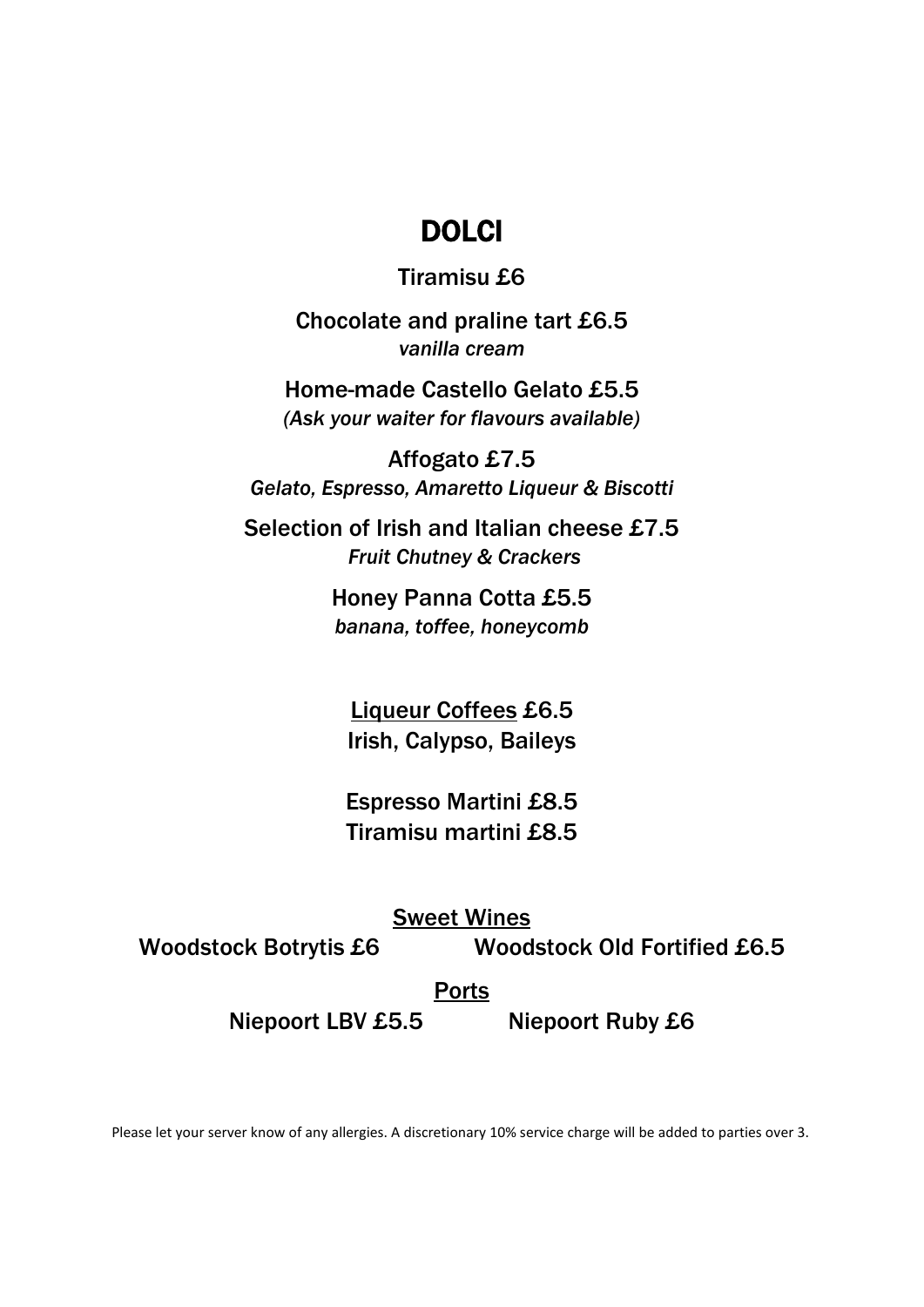# DOLCI

Tiramisu £6

Chocolate and praline tart £6.5
*vanilla cream*

Home-made Castello Gelato £5.5
*(Ask your waiter for flavours available)*

Affogato £7.5
*Gelato, Espresso, Amaretto Liqueur & Biscotti*

Selection of Irish and Italian cheese £7.5
*Fruit Chutney & Crackers*

Honey Panna Cotta £5.5
*banana, toffee, honeycomb*

Liqueur Coffees £6.5
Irish, Calypso, Baileys

Espresso Martini £8.5
Tiramisu martini £8.5

Sweet Wines

Woodstock Botrytis £6

Woodstock Old Fortified £6.5

Ports

Niepoort LBV £5.5

Niepoort Ruby £6

Please let your server know of any allergies. A discretionary 10% service charge will be added to parties over 3.